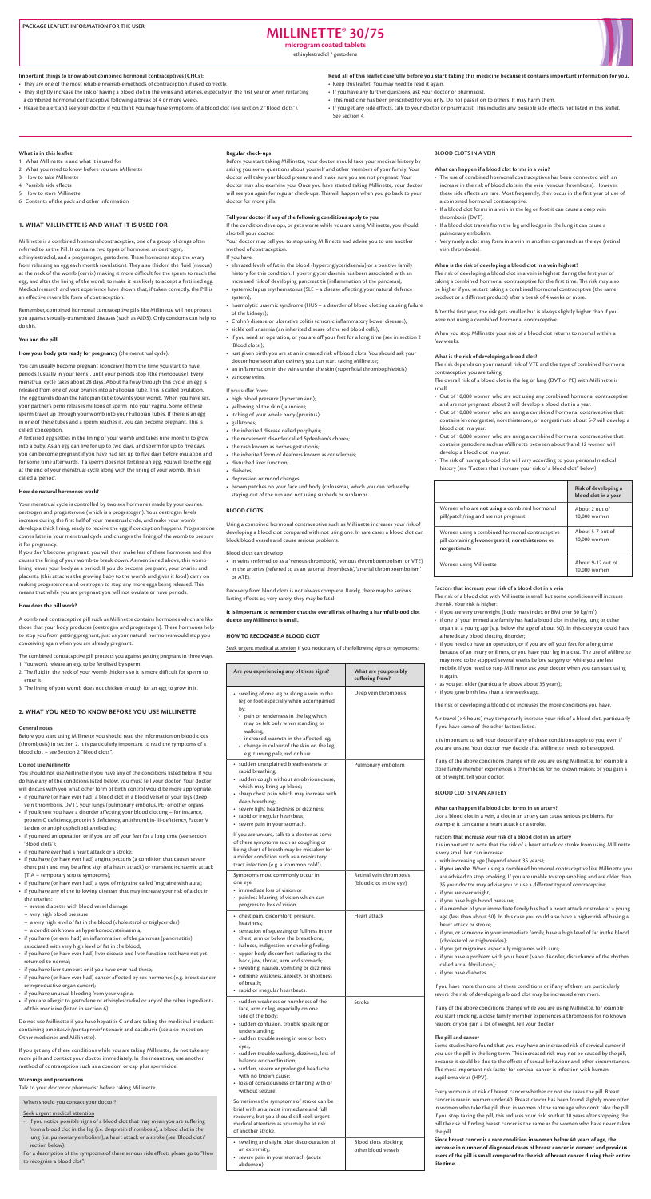PACKAGE LEAFLET: INFORMATION FOR THE USER

# MILLINETTE® 30/75

**microgram coated tablets**

ethinylestradiol / gestodene

**Important things to know about combined hormonal contraceptives (CHCs):**

- They are one of the most reliable reversible methods of contraception if used correctly.
- They slightly increase the risk of having a blood clot in the veins and arteries, especially in the first year or when restarting a combined hormonal contraceptive following a break of 4 or more weeks.
- Please be alert and see your doctor if you think you may have symptoms of a blood clot (see section 2 "Blood clots").

**Read all of this leaflet carefully before you start taking this medicine because it contains important information for you.**

- Keep this leaflet. You may need to read it again.
- If you have any further questions, ask your doctor or pharmacist.
- This medicine has been prescribed for you only. Do not pass it on to others. It may harm them.
- If you get any side effects, talk to your doctor or pharmacist. This includes any possible side effects not listed in this leaflet. See section 4.

**What is in this leaflet**

1. What Millinette is and what it is used for
2. What you need to know before you use Millinette
3. How to take Millinette
4. Possible side effects
5. How to store Millinette
6. Contents of the pack and other information

## 1. WHAT MILLINETTE IS AND WHAT IT IS USED FOR

Millinette is a combined hormonal contraceptive, one of a group of drugs often referred to as the Pill. It contains two types of hormone: an oestrogen, ethinylestradiol, and a progestogen, gestodene. These hormones stop the ovary from releasing an egg each month (ovulation). They also thicken the fluid (mucus) at the neck of the womb (cervix) making it more difficult for the sperm to reach the egg, and alter the lining of the womb to make it less likely to accept a fertilised egg. Medical research and vast experience have shown that, if taken correctly, the Pill is an effective reversible form of contraception.

Remember, combined hormonal contraceptive pills like Millinette will not protect you against sexually-transmitted diseases (such as AIDS). Only condoms can help to do this.

### You and the pill

**How your body gets ready for pregnancy** (the menstrual cycle).

You can usually become pregnant (conceive) from the time you start to have periods (usually in your teens), until your periods stop (the menopause). Every menstrual cycle takes about 28 days. About halfway through this cycle, an egg is released from one of your ovaries into a Fallopian tube. This is called ovulation. The egg travels down the Fallopian tube towards your womb. How you have sex, your partner's penis releases millions of sperm into your vagina. Some of these sperm travel up through your womb into your Fallopian tubes. If there is an egg in one of these tubes and a sperm reaches it, you can become pregnant. This is called 'conception'.

A fertilised egg settles in the lining of your womb and takes nine months to grow into a baby. As an egg can live for up to two days, and sperm for up to five days, you can become pregnant if you have had sex up to five days before ovulation and for some time afterwards. If a sperm does not fertilise an egg, you will lose the egg at the end of your menstrual cycle along with the lining of your womb. This is called a 'period'.

**How do natural hormones work?**

Your menstrual cycle is controlled by two sex hormones made by your ovaries: oestrogen and progesterone (which is a progestogen). Your oestrogen levels increase during the first half of your menstrual cycle, and make your womb develop a thick lining, ready to receive the egg if conception happens. Progesterone comes later in your menstrual cycle and changes the lining of the womb to prepare it for pregnancy.

If you don't become pregnant, you will then make less of these hormones and this causes the lining of your womb to break down. As mentioned above, this womb lining leaves your body as a period. If you do become pregnant, your ovaries and placenta (this attaches the growing baby to the womb and gives it food) carry on making progesterone and oestrogen to stop any more eggs being released. This means that while you are pregnant you will not ovulate or have periods.

**How does the pill work?**

A combined contraceptive pill such as Millinette contains hormones which are like those that your body produces (oestrogen and progestogen). These hormones help to stop you from getting pregnant, just as your natural hormones would stop you conceiving again when you are already pregnant.

The combined contraceptive pill protects you against getting pregnant in three ways.

1. You won't release an egg to be fertilised by sperm.
2. The fluid in the neck of your womb thickens so it is more difficult for sperm to enter it.
3. The lining of your womb does not thicken enough for an egg to grow in it.

## 2. WHAT YOU NEED TO KNOW BEFORE YOU USE MILLINETTE

### General notes

Before you start using Millinette you should read the information on blood clots (thrombosis) in section 2. It is particularly important to read the symptoms of a blood clot – see Section 2 "Blood clots".

### Do not use Millinette

You should not use Millinette if you have any of the conditions listed below. If you do have any of the conditions listed below, you must tell your doctor. Your doctor will discuss with you what other form of birth control would be more appropriate.

- if you have (or have ever had) a blood clot in a blood vessel of your legs (deep vein thrombosis, DVT), your lungs (pulmonary embolus, PE) or other organs;
- if you know you have a disorder affecting your blood clotting – for instance, protein C deficiency, protein S deficiency, antithrombin-III-deficiency, Factor V Leiden or antiphospholipid-antibodies;
- if you need an operation or if you are off your feet for a long time (see section 'Blood clots');
- if you have ever had a heart attack or a stroke;
- if you have (or have ever had) angina pectoris (a condition that causes severe chest pain and may be a first sign of a heart attack) or transient ischaemic attack [TIA – temporary stroke symptoms];
- if you have (or have ever had) a type of migraine called 'migraine with aura';
- if you have any of the following diseases that may increase your risk of a clot in the arteries:
  - severe diabetes with blood vessel damage
  - very high blood pressure
  - a very high level of fat in the blood (cholesterol or triglycerides)
  - a condition known as hyperhomocysteinaemia;
- if you have (or ever had) an inflammation of the pancreas (pancreatitis) associated with very high level of fat in the blood;
- if you have (or have ever had) liver disease and liver function test have not yet returned to normal;
- if you have liver tumours or if you have ever had these;
- if you have (or have ever had) cancer affected by sex hormones (e.g. breast cancer or reproductive organ cancer);
- if you have unusual bleeding from your vagina;
- if you are allergic to gestodene or ethinylestradiol or any of the other ingredients of this medicine (listed in section 6).

Do not use Millinette if you have hepatitis C and are taking the medicinal products containing ombitasvir/paritaprevir/ritonavir and dasabuvir (see also in section Other medicines and Millinette).

If you get any of these conditions while you are taking Millinette, do not take any more pills and contact your doctor immediately. In the meantime, use another method of contraception such as a condom or cap plus spermicide.

### Warnings and precautions

Talk to your doctor or pharmacist before taking Millinette.

When should you contact your doctor?

Seek urgent medical attention

- if you notice possible signs of a blood clot that may mean you are suffering from a blood clot in the leg (i.e. deep vein thrombosis), a blood clot in the lung (i.e. pulmonary embolism), a heart attack or a stroke (see 'Blood clots' section below).

For a description of the symptoms of these serious side effects please go to "How to recognise a blood clot".

**Regular check-ups**

Before you start taking Millinette, your doctor should take your medical history by asking you some questions about yourself and other members of your family. Your doctor will take your blood pressure and make sure you are not pregnant. Your doctor may also examine you. Once you have started taking Millinette, your doctor will see you again for regular check-ups. This will happen when you go back to your doctor for more pills.

**Tell your doctor if any of the following conditions apply to you**

If the condition develops, or gets worse while you are using Millinette, you should also tell your doctor.

Your doctor may tell you to stop using Millinette and advise you to use another method of contraception.

If you have:

- elevated levels of fat in the blood (hypertriglyceridaemia) or a positive family history for this condition. Hypertriglyceridaemia has been associated with an increased risk of developing pancreatitis (inflammation of the pancreas);
- systemic lupus erythematosus (SLE – a disease affecting your natural defence system);
- haemolytic uraemic syndrome (HUS – a disorder of blood clotting causing failure of the kidneys);
- Crohn's disease or ulcerative colitis (chronic inflammatory bowel diseases);
- sickle cell anaemia (an inherited disease of the red blood cells);
- if you need an operation, or you are off your feet for a long time (see in section 2 'Blood clots');
- just given birth you are at an increased risk of blood clots. You should ask your doctor how soon after delivery you can start taking Millinette;
- an inflammation in the veins under the skin (superficial thrombophlebitis);
- varicose veins.

If you suffer from:

- high blood pressure (hypertension);
- yellowing of the skin (jaundice);
- itching of your whole body (pruritus);
- gallstones;
- the inherited disease called porphyria;
- the movement disorder called Sydenham's chorea;
- the rash known as herpes gestationis;
- the inherited form of deafness known as otosclerosis;
- disturbed liver function;
- diabetes;
- depression or mood changes:
- brown patches on your face and body (chloasma), which you can reduce by staying out of the sun and not using sunbeds or sunlamps.

### BLOOD CLOTS

Using a combined hormonal contraceptive such as Millinette increases your risk of developing a blood clot compared with not using one. In rare cases a blood clot can block blood vessels and cause serious problems.

Blood clots can develop

- in veins (referred to as a 'venous thrombosis', 'venous thromboembolism' or VTE)
- in the arteries (referred to as an 'arterial thrombosis', 'arterial thromboembolism' or ATE).

Recovery from blood clots is not always complete. Rarely, there may be serious lasting effects or, very rarely, they may be fatal.

**It is important to remember that the overall risk of having a harmful blood clot due to any Millinette is small.**

**HOW TO RECOGNISE A BLOOD CLOT**

Seek urgent medical attention if you notice any of the following signs or symptoms:

| Are you experiencing any of these signs? | What are you possibly suffering from? |
|---|---|
| • swelling of one leg or along a vein in the leg or foot especially when accompanied by:<br>• pain or tenderness in the leg which may be felt only when standing or walking,<br>• increased warmth in the affected leg;<br>• change in colour of the skin on the leg e.g. turning pale, red or blue. | Deep vein thrombosis |
| • sudden unexplained breathlessness or rapid breathing;<br>• sudden cough without an obvious cause, which may bring up blood;<br>• sharp chest pain which may increase with deep breathing;<br>• severe light headedness or dizziness;<br>• rapid or irregular heartbeat;<br>• severe pain in your stomach.<br><br>If you are unsure, talk to a doctor as some of these symptoms such as coughing or being short of breath may be mistaken for a milder condition such as a respiratory tract infection (e.g. a 'common cold'). | Pulmonary embolism |
| Symptoms most commonly occur in one eye:<br>• immediate loss of vision or<br>• painless blurring of vision which can progress to loss of vision. | Retinal vein thrombosis (blood clot in the eye) |
| • chest pain, discomfort, pressure, heaviness;<br>• sensation of squeezing or fullness in the chest, arm or below the breastbone;<br>• fullness, indigestion or choking feeling;<br>• upper body discomfort radiating to the back, jaw, throat, arm and stomach;<br>• sweating, nausea, vomiting or dizziness;<br>• extreme weakness, anxiety, or shortness of breath;<br>• rapid or irregular heartbeats. | Heart attack |
| • sudden weakness or numbness of the face, arm or leg, especially on one side of the body;<br>• sudden confusion, trouble speaking or understanding;<br>• sudden trouble seeing in one or both eyes;<br>• sudden trouble walking, dizziness, loss of balance or coordination;<br>• sudden, severe or prolonged headache with no known cause;<br>• loss of consciousness or fainting with or without seizure.<br><br>Sometimes the symptoms of stroke can be brief with an almost immediate and full recovery, but you should still seek urgent medical attention as you may be at risk of another stroke. | Stroke |
| • swelling and slight blue discolouration of an extremity;<br>• severe pain in your stomach (acute abdomen). | Blood clots blocking other blood vessels |

### BLOOD CLOTS IN A VEIN

**What can happen if a blood clot forms in a vein?**

- The use of combined hormonal contraceptives has been connected with an increase in the risk of blood clots in the vein (venous thrombosis). However, these side effects are rare. Most frequently, they occur in the first year of use of a combined hormonal contraceptive.
- If a blood clot forms in a vein in the leg or foot it can cause a deep vein thrombosis (DVT).
- If a blood clot travels from the leg and lodges in the lung it can cause a pulmonary embolism.
- Very rarely a clot may form in a vein in another organ such as the eye (retinal vein thrombosis).

**When is the risk of developing a blood clot in a vein highest?**

The risk of developing a blood clot in a vein is highest during the first year of taking a combined hormonal contraceptive for the first time. The risk may also be higher if you restart taking a combined hormonal contraceptive (the same product or a different product) after a break of 4 weeks or more.

After the first year, the risk gets smaller but is always slightly higher than if you were not using a combined hormonal contraceptive.

When you stop Millinette your risk of a blood clot returns to normal within a few weeks.

**What is the risk of developing a blood clot?**

The risk depends on your natural risk of VTE and the type of combined hormonal contraceptive you are taking.

The overall risk of a blood clot in the leg or lung (DVT or PE) with Millinette is small.

- Out of 10,000 women who are not using any combined hormonal contraceptive and are not pregnant, about 2 will develop a blood clot in a year.
- Out of 10,000 women who are using a combined hormonal contraceptive that contains levonorgestrel, norethisterone, or norgestimate about 5-7 will develop a blood clot in a year.
- Out of 10,000 women who are using a combined hormonal contraceptive that contains gestodene such as Millinette between about 9 and 12 women will develop a blood clot in a year.
- The risk of having a blood clot will vary according to your personal medical history (see "Factors that increase your risk of a blood clot" below)

| | Risk of developing a blood clot in a year |
|---|---|
| Women who are **not using** a combined hormonal pill/patch/ring and are not pregnant | About 2 out of 10,000 women |
| Women using a combined hormonal contraceptive pill containing **levonorgestrel, norethisterone or norgestimate** | About 5-7 out of 10,000 women |
| Women using Millinette | About 9-12 out of 10,000 women |

**Factors that increase your risk of a blood clot in a vein**

The risk of a blood clot with Millinette is small but some conditions will increase the risk. Your risk is higher:

- if you are very overweight (body mass index or BMI over 30 kg/m$^2$);
- if one of your immediate family has had a blood clot in the leg, lung or other organ at a young age (e.g. below the age of about 50). In this case you could have a hereditary blood clotting disorder;
- if you need to have an operation, or if you are off your feet for a long time because of an injury or illness, or you have your leg in a cast. The use of Millinette may need to be stopped several weeks before surgery or while you are less mobile. If you need to stop Millinette ask your doctor when you can start using it again.
- as you get older (particularly above about 35 years);
- if you gave birth less than a few weeks ago.

The risk of developing a blood clot increases the more conditions you have.

Air travel (>4 hours) may temporarily increase your risk of a blood clot, particularly if you have some of the other factors listed.

It is important to tell your doctor if any of these conditions apply to you, even if you are unsure. Your doctor may decide that Millinette needs to be stopped.

If any of the above conditions change while you are using Millinette, for example a close family member experiences a thrombosis for no known reason; or you gain a lot of weight, tell your doctor.

### BLOOD CLOTS IN AN ARTERY

**What can happen if a blood clot forms in an artery?**

Like a blood clot in a vein, a clot in an artery can cause serious problems. For example, it can cause a heart attack or a stroke.

**Factors that increase your risk of a blood clot in an artery**

It is important to note that the risk of a heart attack or stroke from using Millinette is very small but can increase:

- with increasing age (beyond about 35 years);
- **if you smoke.** When using a combined hormonal contraceptive like Millinette you are advised to stop smoking. If you are unable to stop smoking and are older than 35 your doctor may advise you to use a different type of contraceptive;
- if you are overweight;
- if you have high blood pressure;
- if a member of your immediate family has had a heart attack or stroke at a young age (less than about 50). In this case you could also have a higher risk of having a heart attack or stroke;
- if you, or someone in your immediate family, have a high level of fat in the blood (cholesterol or triglycerides);
- if you get migraines, especially migraines with aura;
- if you have a problem with your heart (valve disorder, disturbance of the rhythm called atrial fibrillation);
- if you have diabetes.

If you have more than one of these conditions or if any of them are particularly severe the risk of developing a blood clot may be increased even more.

If any of the above conditions change while you are using Millinette, for example you start smoking, a close family member experiences a thrombosis for no known reason; or you gain a lot of weight, tell your doctor.

**The pill and cancer**

Some studies have found that you may have an increased risk of cervical cancer if you use the pill in the long term. This increased risk may not be caused by the pill, because it could be due to the effects of sexual behaviour and other circumstances. The most important risk factor for cervical cancer is infection with human papilloma virus (HPV).

Every woman is at risk of breast cancer whether or not she takes the pill. Breast cancer is rare in women under 40. Breast cancer has been found slightly more often in women who take the pill than in women of the same age who don't take the pill. If you stop taking the pill, this reduces your risk, so that 10 years after stopping the pill the risk of finding breast cancer is the same as for women who have never taken the pill.

**Since breast cancer is a rare condition in women below 40 years of age, the increase in number of diagnosed cases of breast cancer in current and previous users of the pill is small compared to the risk of breast cancer during their entire life time.**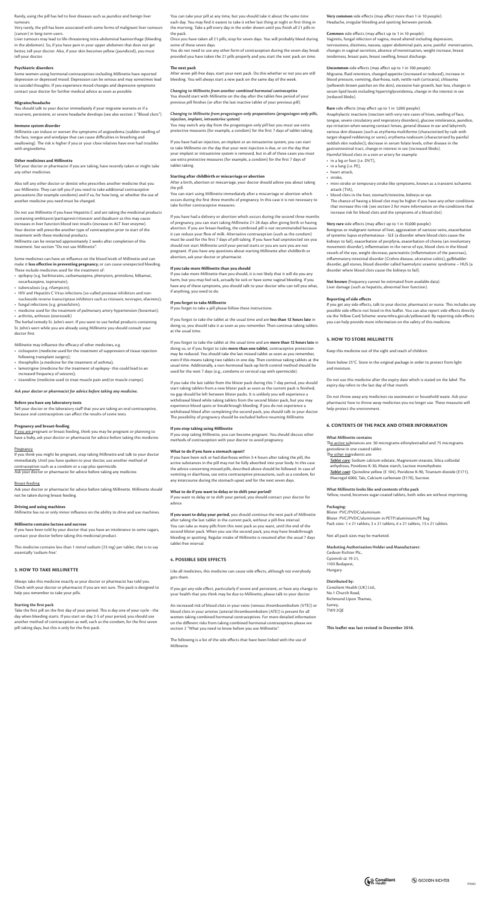Rarely, using the pill has led to liver diseases such as jaundice and benign liver tumours.

Very rarely, the pill has been associated with some forms of malignant liver tumours (cancer) in long-term users.

Liver tumours may lead to life-threatening intra-abdominal haemorrhage (bleeding in the abdomen). So, if you have pain in your upper abdomen that does not get better, tell your doctor. Also, if your skin becomes yellow (jaundiced), you must tell your doctor.

**Psychiatric disorders**

Some women using hormonal contraceptives including Millinette have reported depression or depressed mood. Depression can be serious and may sometimes lead to suicidal thoughts. If you experience mood changes and depressive symptoms contact your doctor for further medical advice as soon as possible.

**Migraine/headache**

You should talk to your doctor immediately if your migraine worsens or if a recurrent, persistent, or severe headache develops (see also section 2 "Blood clots").

**Immune system disorder**

Millinette can induce or worsen the symptoms of angioedema (sudden swelling of the face, tongue and windpipe that can cause difficulties in breathing and swallowing). The risk is higher if you or your close relatives have ever had troubles with angioedema.

**Other medicines and Millinette**

Tell your doctor or pharmacist if you are taking, have recently taken or might take any other medicines.

Also tell any other doctor or dentist who prescribes another medicine that you use Millinette. They can tell you if you need to take additional contraceptive precautions (for example condoms) and if so, for how long, or whether the use of another medicine you need must be changed.

Do not use Millinette if you have Hepatitis C and are taking the medicinal products containing ombitasvir/paritaprevir/ritonavir and dasabuvir as this may cause increases in liver function blood test results (increase in ALT liver enzyme). Your doctor will prescribe another type of contraceptive prior to start of the treatment with these medicinal products.

Millinette can be restarted approximately 2 weeks after completion of this treatment. See section "Do not use Millinette".

Some medicines can have an influence on the blood levels of Millinette and can make it **less effective in preventing pregnancy**, or can cause unexpected bleeding. These include medicines used for the treatment of:

- epilepsy (e.g. barbiturates, carbamazepine, phenytoin, primidone, felbamat, oxcarbazepine, topiramate);
- tuberculosis (e.g. rifampicin);
- HIV and Hepatitis C Virus infections (so-called protease inhibitors and non-nucleoside reverse transcriptase inhibitors such as ritonavir, nevirapin, efavirenz);
- fungal infections (e.g. griseofulvin);
- medicine used for the treatment of pulmonary artery hypertension (bosentan);
- arthritis, arthrosis (etoricoxib)

The herbal remedy St. John's wort. If you want to use herbal products containing St. John's wort while you are already using Millinette you should consult your doctor first.

Millinette may influence the efficacy of other medicines, e.g.

- ciclosporin (medicine used for the treatment of suppression of tissue rejection following transplant surgery);
- theophyllin (a medicine for the treatment of asthma);
- lamotrigine (medicine for the treatment of epilepsy- this could lead to an increased frequency of seizures);
- tizanidine (medicine used to treat muscle pain and/or muscle cramps).

*Ask your doctor or pharmacist for advice before taking any medicine.*

**Before you have any laboratory tests**

Tell your doctor or the laboratory staff that you are taking an oral contraceptive, because oral contraceptives can affect the results of some tests.

**Pregnancy and breast-feeding**

If you are pregnant or breast-feeding, think you may be pregnant or planning to have a baby, ask your doctor or pharmacist for advice before taking this medicine.

Pregnancy

If you think you might be pregnant, stop taking Millinette and talk to your doctor immediately. Until you have spoken to your doctor, use another method of contraception such as a condom or a cap plus spermicide.

Ask your doctor or pharmacist for advice before taking any medicine.

Breast-feeding

Ask your doctor or pharmacist for advice before taking Millinette. Millinette should not be taken during breast-feeding.

**Driving and using machines**

Millinette has no or only minor influence on the ability to drive and use machines.

**Millinette contains lactose and sucrose**

If you have been told by your doctor that you have an intolerance to some sugars, contact your doctor before taking this medicinal product.

This medicine contains less than 1 mmol sodium (23 mg) per tablet, that is to say essentially 'sodium-free'.

## 3. HOW TO TAKE MILLINETTE

Always take this medicine exactly as your doctor or pharmacist has told you. Check with your doctor or pharmacist if you are not sure. This pack is designed to help you remember to take your pills.

**Starting the first pack**

Take the first pill on the first day of your period. This is day one of your cycle - the day when bleeding starts. If you start on day 2-5 of your period, you should use another method of contraception as well, such as the condom, for the first seven pill-taking days, but this is only for the first pack.

You can take your pill at any time, but you should take it about the same time each day. You may find it easiest to take it either last thing at night or first thing in the morning. Take a pill every day in the order shown until you finish all 21 pills in the pack.

Once you have taken all 21 pills, stop for seven days. You will probably bleed during some of these seven days.

You do not need to use any other form of contraception during the seven-day break provided you have taken the 21 pills properly and you start the next pack on time.

**The next pack**

After seven pill-free days, start your next pack. Do this whether or not you are still bleeding. You will always start a new pack on the same day of the week.

***Changing to Millinette from another combined hormonal contraceptive***

You should start with Millinette on the day after the tablet-free period of your previous pill finishes (or after the last inactive tablet of your previous pill).

***Changing to Millinette from progestogen-only preparations (progestogen-only pills, injection, implant, intrauterine system)***

You may switch any day from the progestogen-only pill but you must use extra protective measures (for example, a condom) for the first 7 days of tablet-taking.

If you have had an injection, an implant or an intrauterine system, you can start to take Millinette on the day that your next injection is due, or on the day that your implant or intrauterine system is removed, but in all of these cases you must use extra protective measures (for example, a condom) for the first 7 days of tablet-taking.

**Starting after childbirth or miscarriage or abortion**

After a birth, abortion or miscarriage, your doctor should advise you about taking the pill.

You can start using Millinette immediately after a miscarriage or abortion which occurs during the first three months of pregnancy. In this case it is not necessary to take further contraceptive measures.

If you have had a delivery or abortion which occurs during the second three months of pregnancy, you can start taking Millinette 21-28 days after giving birth or having abortion. If you are breast-feeding, the combined pill is not recommended because it can reduce your flow of milk. Alternative contraception (such as the condom) must be used for the first 7 days of pill-taking. If you have had unprotected sex you should not start Millinette until your period starts or you are sure you are not pregnant. If you have any questions about starting Millinette after childbirth or abortion, ask your doctor or pharmacist.

**If you take more Millinette than you should**

If you take more Millinette than you should, it is not likely that it will do you any harm, but you may feel sick, actually be sick or have some vaginal bleeding. If you have any of these symptoms, you should talk to your doctor who can tell you what, if anything, you need to do.

**If you forget to take Millinette**

If you forget to take a pill please follow these instructions.

If you forgot to take the tablet at the usual time and are **less than 12 hours late** in doing so, you should take it as soon as you remember. Then continue taking tablets at the usual time.

If you forgot to take the tablet at the usual time and are **more than 12 hours late** in doing so, or if you forgot to take **more than one tablet**, contraceptive protection may be reduced. You should take the last missed tablet as soon as you remember, even if this means taking two tablets in one day. Then continue taking tablets at the usual time. Additionally, a non-hormonal back-up birth control method should be used for the next 7 days (e.g., condoms or cervical cap with spermicide).

If you take the last tablet from the blister pack during this 7-day period, you should start taking tablets from a new blister pack as soon as the current pack is finished; no gap should be left between blister packs. It is unlikely you will experience a withdrawal bleed while taking tablets from the second blister pack, but you may experience blood spots or breakthrough bleeding. If you do not experience a withdrawal bleed after completing the second pack, you should talk to your doctor. The possibility of pregnancy should be excluded before resuming Millinette.

**If you stop taking Millinette**

If you stop taking Millinette, you can become pregnant. You should discuss other methods of contraception with your doctor to avoid pregnancy.

**What to do if you have a stomach upset?**

If you have been sick or had diarrhoea within 3-4 hours after taking the pill, the active substances in the pill may not be fully absorbed into your body. In this case the advice concerning missed pills, described above should be followed. In case of vomiting or diarrhoea, use extra contraceptive precautions, such as a condom, for any intercourse during the stomach upset and for the next seven days.

**What to do if you want to delay or to shift your period?**

If you want to delay or to shift your period, you should contact your doctor for advice.

**If you want to delay your period**, you should continue the next pack of Millinette after taking the last tablet in the current pack, without a pill-free interval. You can take as many pills from this next pack as you want, until the end of the second blister pack. When you use the second pack, you may have breakthrough bleeding or spotting. Regular intake of Millinette is resumed after the usual 7 days tablet-free interval.

## 4. POSSIBLE SIDE EFFECTS

Like all medicines, this medicine can cause side effects, although not everybody gets them.

If you get any side effect, particularly if severe and persistent, or have any change to your health that you think may be due to Millinette, please talk to your doctor.

An increased risk of blood clots in your veins (venous thromboembolism (VTE)) or blood clots in your arteries (arterial thromboembolism (ATE)) is present for all women taking combined hormonal contraceptives. For more detailed information on the different risks from taking combined hormonal contraceptives please see section 2 "What you need to know before you use Millinette".

The following is a list of the side effects that have been linked with the use of Millinette.

**Very common** side effects (may affect more than 1 in 10 people):

Headache, irregular bleeding and spotting between periods.

**Common** side effects (may affect up to 1 in 10 people):

Vaginitis, fungal infection of vagina, mood altered including depression, nervousness, dizziness, nausea, upper abdominal pain, acne, painful menstruation, changes in vaginal secretion, absence of menstruation, weight increase, breast tenderness, breast pain, breast swelling, breast discharge.

**Uncommon** side effects (may affect up to 1 in 100 people):

Migraine, fluid retention, changed appetite (increased or reduced), increase in blood pressure, vomiting, diarrhoea, rash, nettle-rash (urticaria), chloasma (yellowish-brown patches on the skin), excessive hair growth, hair loss, changes in serum lipid levels including hypertriglyceridemia, change in the interest in sex (reduced libido).

**Rare** side effects (may affect up to 1 in 1,000 people):

Anaphylactic reactions (reaction with very rare cases of hives, swelling of face, tongue, severe circulatory and respiratory disorders), glucose intolerance, jaundice, eye irritation when wearing contact lenses, general disease in ear and labyrinth, various skin diseases (such as erythema multiforme (characterized by rash with target-shaped reddening or sores), erythema nodosum (characterized by painful reddish skin nodules)), decrease in serum folate levels, other disease in the gastrointestinal tract, change in interest in sex (increased libido).

Harmful blood clots in a vein or artery for example:

- in a leg or foot (i.e. DVT),
- in a lung (i.e. PE),
- heart attack,
- stroke,
- mini-stroke or temporary stroke-like symptoms, known as a transient ischaemic attack (TIA),
- blood clots in the liver, stomach/intestine, kidneys or eye.

The chance of having a blood clot may be higher if you have any other conditions that increase this risk (see section 2 for more information on the conditions that increase risk for blood clots and the symptoms of a blood clot).

**Very rare** side effects (may affect up to 1 in 10,000 people):

Benignus or malignant tumour of liver, aggravation of varicose veins, exacerbation of systemic lupus erythematosus - SLE (a disorder where blood clots cause the kidneys to fail), exacerbation of porphyria, exacerbation of chorea (an involuntary movement disorder), inflammation in the nerve of eye, blood clots in the blood vessels of the eye, weight decrease, pancreatitis (inflammation of the pancreas), inflammatory intestinal disorder (Crohns disease, ulcerative colitis), gallbladder disorder, gall stones, blood disorder called haemolytic uraemic syndrome – HUS (a disorder where blood clots cause the kidneys to fail).

**Not known** (frequency cannot be estimated from available data):

Liver damage (such as hepatitis, abnormal liver function).

**Reporting of side effects**

If you get any side effects, talk to your doctor, pharmacist or nurse. This includes any possible side effects not listed in this leaflet. You can also report side effects directly via the Yellow Card Scheme: www.mhra.gov.uk/yellowcard. By reporting side effects you can help provide more information on the safety of this medicine.

## 5. HOW TO STORE MILLINETTE

Keep this medicine out of the sight and reach of children.

Store below 25°C. Store in the original package in order to protect from light and moisture.

Do not use this medicine after the expiry date which is stated on the label. The expiry date refers to the last day of that month.

Do not throw away any medicines via wastewater or household waste. Ask your pharmacist how to throw away medicines you no longer use. These measures will help protect the environment.

## 6. CONTENTS OF THE PACK AND OTHER INFORMATION

**What Millinette contains**

The active substances are: 30 micrograms ethinylestradiol and 75 micrograms gestodene in one coated tablet.

The other ingredients are:

*Tablet core*: Sodium calcium edetate, Magnesium stearate, Silica colloidal anhydrous, Povidone K-30, Maize starch, Lactose monohydrate.

*Tablet coat*: Quinoline yellow (E 104), Povidone K-90, Titanium dioxide (E171), Macrogol 6000, Talc, Calcium carbonate (E170), Sucrose.

**What Millinette looks like and contents of the pack**

Yellow, round, biconvex sugar-coated tablets, both sides are without imprinting.

**Packaging:**

Blister: PVC/PVDC/aluminium.

Blister: PVC/PVDC/aluminium in PETP/aluminium/PE bag.

Pack sizes: 1 x 21 tablets, 3 x 21 tablets, 6 x 21 tablets, 13 x 21 tablets.

Not all pack sizes may be marketed.

**Marketing Authorisation Holder and Manufacturer:**

Gedeon Richter Plc.,
Gyömrői út 19-21,
1103 Budapest,
Hungary

**Distributed by:**

Consilient Health (UK) Ltd.,
No.1 Church Road,
Richmond Upon Thames,
Surrey,
TW9 2QE

**This leaflet was last revised in December 2018.**

Consilient Health    GEDEON RICHTER

P0982